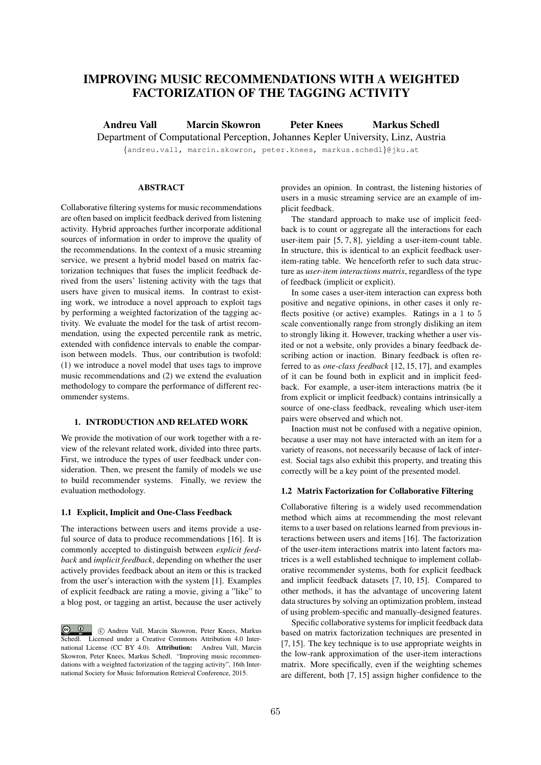# IMPROVING MUSIC RECOMMENDATIONS WITH A WEIGHTED FACTORIZATION OF THE TAGGING ACTIVITY

**Andreu Vall** **Marcin Skowron** **Peter Knees** **Markus Schedl**

Department of Computational Perception, Johannes Kepler University, Linz, Austria

{andreu.vall, marcin.skowron, peter.knees, markus.schedl}@jku.at

## ABSTRACT

Collaborative filtering systems for music recommendations are often based on implicit feedback derived from listening activity. Hybrid approaches further incorporate additional sources of information in order to improve the quality of the recommendations. In the context of a music streaming service, we present a hybrid model based on matrix factorization techniques that fuses the implicit feedback derived from the users' listening activity with the tags that users have given to musical items. In contrast to existing work, we introduce a novel approach to exploit tags by performing a weighted factorization of the tagging activity. We evaluate the model for the task of artist recommendation, using the expected percentile rank as metric, extended with confidence intervals to enable the comparison between models. Thus, our contribution is twofold: (1) we introduce a novel model that uses tags to improve music recommendations and (2) we extend the evaluation methodology to compare the performance of different recommender systems.

## 1. INTRODUCTION AND RELATED WORK

We provide the motivation of our work together with a review of the relevant related work, divided into three parts. First, we introduce the types of user feedback under consideration. Then, we present the family of models we use to build recommender systems. Finally, we review the evaluation methodology.

### 1.1 Explicit, Implicit and One-Class Feedback

The interactions between users and items provide a useful source of data to produce recommendations [16]. It is commonly accepted to distinguish between *explicit feedback* and *implicit feedback*, depending on whether the user actively provides feedback about an item or this is tracked from the user's interaction with the system [1]. Examples of explicit feedback are rating a movie, giving a "like" to a blog post, or tagging an artist, because the user actively provides an opinion. In contrast, the listening histories of users in a music streaming service are an example of implicit feedback.

The standard approach to make use of implicit feedback is to count or aggregate all the interactions for each user-item pair [5, 7, 8], yielding a user-item-count table. In structure, this is identical to an explicit feedback user-item-rating table. We henceforth refer to such data structure as *user-item interactions matrix*, regardless of the type of feedback (implicit or explicit).

In some cases a user-item interaction can express both positive and negative opinions, in other cases it only reflects positive (or active) examples. Ratings in a 1 to 5 scale conventionally range from strongly disliking an item to strongly liking it. However, tracking whether a user visited or not a website, only provides a binary feedback describing action or inaction. Binary feedback is often referred to as *one-class feedback* [12, 15, 17], and examples of it can be found both in explicit and in implicit feedback. For example, a user-item interactions matrix (be it from explicit or implicit feedback) contains intrinsically a source of one-class feedback, revealing which user-item pairs were observed and which not.

Inaction must not be confused with a negative opinion, because a user may not have interacted with an item for a variety of reasons, not necessarily because of lack of interest. Social tags also exhibit this property, and treating this correctly will be a key point of the presented model.

### 1.2 Matrix Factorization for Collaborative Filtering

Collaborative filtering is a widely used recommendation method which aims at recommending the most relevant items to a user based on relations learned from previous interactions between users and items [16]. The factorization of the user-item interactions matrix into latent factors matrices is a well established technique to implement collaborative recommender systems, both for explicit feedback and implicit feedback datasets [7, 10, 15]. Compared to other methods, it has the advantage of uncovering latent data structures by solving an optimization problem, instead of using problem-specific and manually-designed features.

Specific collaborative systems for implicit feedback data based on matrix factorization techniques are presented in [7, 15]. The key technique is to use appropriate weights in the low-rank approximation of the user-item interactions matrix. More specifically, even if the weighting schemes are different, both [7, 15] assign higher confidence to the

© Andreu Vall, Marcin Skowron, Peter Knees, Markus Schedl. Licensed under a Creative Commons Attribution 4.0 International License (CC BY 4.0). **Attribution:** Andreu Vall, Marcin Skowron, Peter Knees, Markus Schedl. "Improving music recommendations with a weighted factorization of the tagging activity", 16th International Society for Music Information Retrieval Conference, 2015.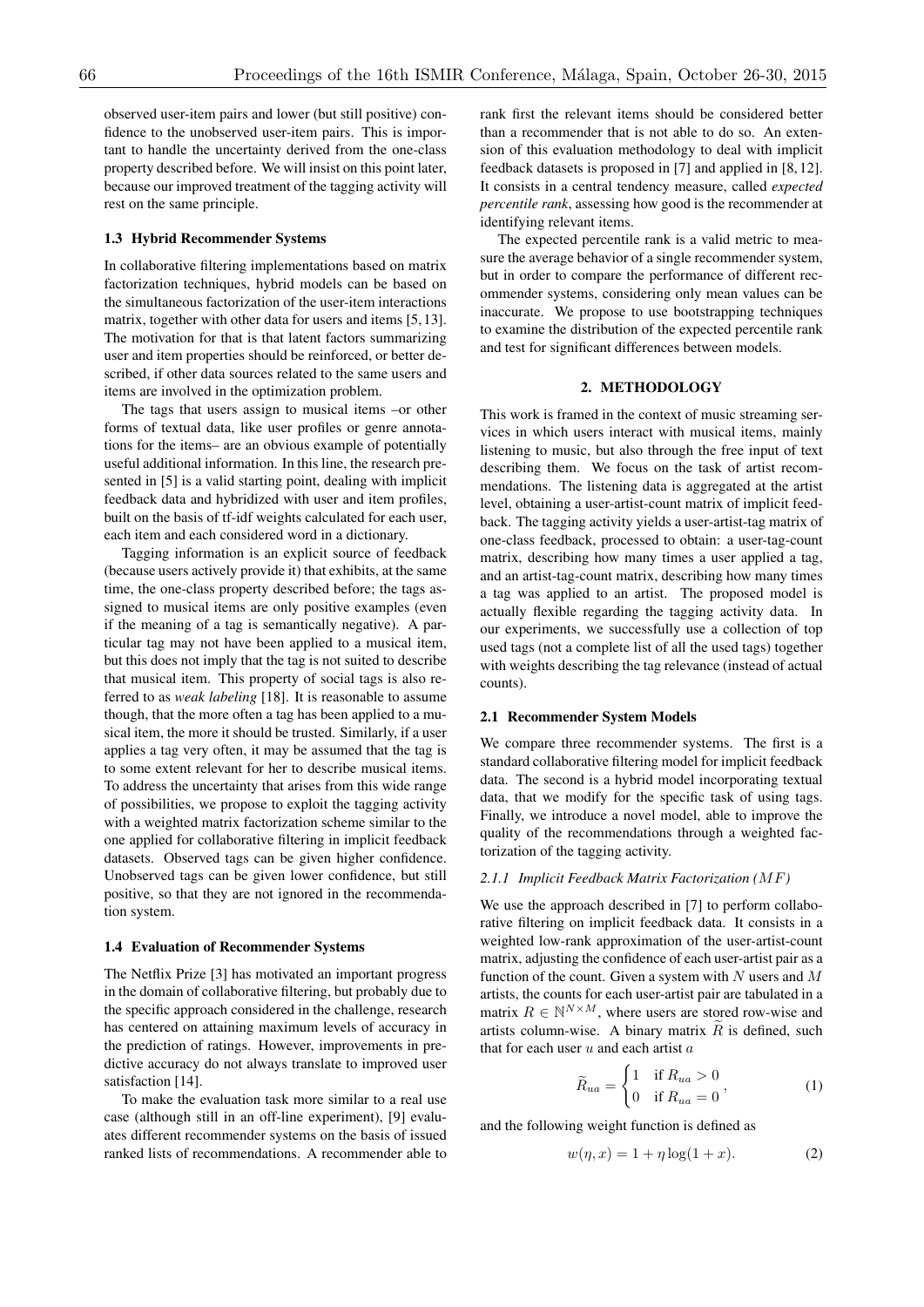observed user-item pairs and lower (but still positive) confidence to the unobserved user-item pairs. This is important to handle the uncertainty derived from the one-class property described before. We will insist on this point later, because our improved treatment of the tagging activity will rest on the same principle.

### 1.3 Hybrid Recommender Systems

In collaborative filtering implementations based on matrix factorization techniques, hybrid models can be based on the simultaneous factorization of the user-item interactions matrix, together with other data for users and items [5, 13]. The motivation for that is that latent factors summarizing user and item properties should be reinforced, or better described, if other data sources related to the same users and items are involved in the optimization problem.

The tags that users assign to musical items –or other forms of textual data, like user profiles or genre annotations for the items– are an obvious example of potentially useful additional information. In this line, the research presented in [5] is a valid starting point, dealing with implicit feedback data and hybridized with user and item profiles, built on the basis of tf-idf weights calculated for each user, each item and each considered word in a dictionary.

Tagging information is an explicit source of feedback (because users actively provide it) that exhibits, at the same time, the one-class property described before; the tags assigned to musical items are only positive examples (even if the meaning of a tag is semantically negative). A particular tag may not have been applied to a musical item, but this does not imply that the tag is not suited to describe that musical item. This property of social tags is also referred to as *weak labeling* [18]. It is reasonable to assume though, that the more often a tag has been applied to a musical item, the more it should be trusted. Similarly, if a user applies a tag very often, it may be assumed that the tag is to some extent relevant for her to describe musical items. To address the uncertainty that arises from this wide range of possibilities, we propose to exploit the tagging activity with a weighted matrix factorization scheme similar to the one applied for collaborative filtering in implicit feedback datasets. Observed tags can be given higher confidence. Unobserved tags can be given lower confidence, but still positive, so that they are not ignored in the recommendation system.

### 1.4 Evaluation of Recommender Systems

The Netflix Prize [3] has motivated an important progress in the domain of collaborative filtering, but probably due to the specific approach considered in the challenge, research has centered on attaining maximum levels of accuracy in the prediction of ratings. However, improvements in predictive accuracy do not always translate to improved user satisfaction [14].

To make the evaluation task more similar to a real use case (although still in an off-line experiment), [9] evaluates different recommender systems on the basis of issued ranked lists of recommendations. A recommender able to rank first the relevant items should be considered better than a recommender that is not able to do so. An extension of this evaluation methodology to deal with implicit feedback datasets is proposed in [7] and applied in [8, 12]. It consists in a central tendency measure, called *expected percentile rank*, assessing how good is the recommender at identifying relevant items.

The expected percentile rank is a valid metric to measure the average behavior of a single recommender system, but in order to compare the performance of different recommender systems, considering only mean values can be inaccurate. We propose to use bootstrapping techniques to examine the distribution of the expected percentile rank and test for significant differences between models.

## 2. METHODOLOGY

This work is framed in the context of music streaming services in which users interact with musical items, mainly listening to music, but also through the free input of text describing them. We focus on the task of artist recommendations. The listening data is aggregated at the artist level, obtaining a user-artist-count matrix of implicit feedback. The tagging activity yields a user-artist-tag matrix of one-class feedback, processed to obtain: a user-tag-count matrix, describing how many times a user applied a tag, and an artist-tag-count matrix, describing how many times a tag was applied to an artist. The proposed model is actually flexible regarding the tagging activity data. In our experiments, we successfully use a collection of top used tags (not a complete list of all the used tags) together with weights describing the tag relevance (instead of actual counts).

### 2.1 Recommender System Models

We compare three recommender systems. The first is a standard collaborative filtering model for implicit feedback data. The second is a hybrid model incorporating textual data, that we modify for the specific task of using tags. Finally, we introduce a novel model, able to improve the quality of the recommendations through a weighted factorization of the tagging activity.

#### 2.1.1 Implicit Feedback Matrix Factorization ($MF$)

We use the approach described in [7] to perform collaborative filtering on implicit feedback data. It consists in a weighted low-rank approximation of the user-artist-count matrix, adjusting the confidence of each user-artist pair as a function of the count. Given a system with $N$ users and $M$ artists, the counts for each user-artist pair are tabulated in a matrix $R \in \mathbb{N}^{N \times M}$, where users are stored row-wise and artists column-wise. A binary matrix $\widetilde{R}$ is defined, such that for each user $u$ and each artist $a$

$$\widetilde{R}_{ua} = \begin{cases} 1 & \text{if } R_{ua} > 0 \\ 0 & \text{if } R_{ua} = 0 \end{cases}, \tag{1}$$

and the following weight function is defined as

$$w(\eta, x) = 1 + \eta \log(1 + x). \tag{2}$$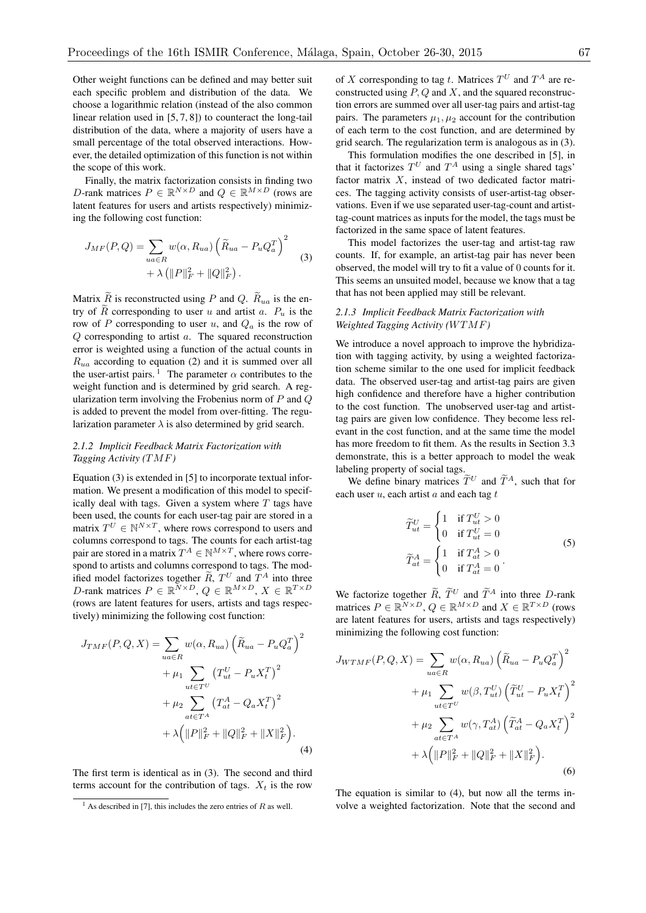Other weight functions can be defined and may better suit each specific problem and distribution of the data. We choose a logarithmic relation (instead of the also common linear relation used in [5, 7, 8]) to counteract the long-tail distribution of the data, where a majority of users have a small percentage of the total observed interactions. However, the detailed optimization of this function is not within the scope of this work.

Finally, the matrix factorization consists in finding two $D$-rank matrices $P \in \mathbb{R}^{N \times D}$ and $Q \in \mathbb{R}^{M \times D}$ (rows are latent features for users and artists respectively) minimizing the following cost function:

$$J_{MF}(P,Q) = \sum_{ua \in R} w(\alpha, R_{ua}) \left( \widetilde{R}_{ua} - P_u Q_a^T \right)^2 + \lambda \left( \|P\|_F^2 + \|Q\|_F^2 \right). \tag{3}$$

Matrix $\widetilde{R}$ is reconstructed using $P$ and $Q$. $\widetilde{R}_{ua}$ is the entry of $\widetilde{R}$ corresponding to user $u$ and artist $a$. $P_u$ is the row of $P$ corresponding to user $u$, and $Q_a$ is the row of $Q$ corresponding to artist $a$. The squared reconstruction error is weighted using a function of the actual counts in $R_{ua}$ according to equation (2) and it is summed over all the user-artist pairs. [1] The parameter $\alpha$ contributes to the weight function and is determined by grid search. A regularization term involving the Frobenius norm of $P$ and $Q$ is added to prevent the model from over-fitting. The regularization parameter $\lambda$ is also determined by grid search.

### 2.1.2 Implicit Feedback Matrix Factorization with Tagging Activity ($TMF$)

Equation (3) is extended in [5] to incorporate textual information. We present a modification of this model to specifically deal with tags. Given a system where $T$ tags have been used, the counts for each user-tag pair are stored in a matrix $T^U \in \mathbb{N}^{N \times T}$, where rows correspond to users and columns correspond to tags. The counts for each artist-tag pair are stored in a matrix $T^A \in \mathbb{N}^{M \times T}$, where rows correspond to artists and columns correspond to tags. The modified model factorizes together $\widetilde{R}$, $T^U$ and $T^A$ into three $D$-rank matrices $P \in \mathbb{R}^{N \times D}$, $Q \in \mathbb{R}^{M \times D}$, $X \in \mathbb{R}^{T \times D}$ (rows are latent features for users, artists and tags respectively) minimizing the following cost function:

$$\begin{aligned} J_{TMF}(P,Q,X) = & \sum_{ua \in R} w(\alpha, R_{ua}) \left( \widetilde{R}_{ua} - P_u Q_a^T \right)^2 \\ & + \mu_1 \sum_{ut \in T^U} \left( T^U_{ut} - P_u X_t^T \right)^2 \\ & + \mu_2 \sum_{at \in T^A} \left( T^A_{at} - Q_a X_t^T \right)^2 \\ & + \lambda \Big( \|P\|_F^2 + \|Q\|_F^2 + \|X\|_F^2 \Big). \end{aligned} \tag{4}$$

The first term is identical as in (3). The second and third terms account for the contribution of tags. $X_t$ is the row of $X$ corresponding to tag $t$. Matrices $T^U$ and $T^A$ are reconstructed using $P, Q$ and $X$, and the squared reconstruction errors are summed over all user-tag pairs and artist-tag pairs. The parameters $\mu_1, \mu_2$ account for the contribution of each term to the cost function, and are determined by grid search. The regularization term is analogous as in (3).

This formulation modifies the one described in [5], in that it factorizes $T^U$ and $T^A$ using a single shared tags' factor matrix $X$, instead of two dedicated factor matrices. The tagging activity consists of user-artist-tag observations. Even if we use separated user-tag-count and artist-tag-count matrices as inputs for the model, the tags must be factorized in the same space of latent features.

This model factorizes the user-tag and artist-tag raw counts. If, for example, an artist-tag pair has never been observed, the model will try to fit a value of 0 counts for it. This seems an unsuited model, because we know that a tag that has not been applied may still be relevant.

### 2.1.3 Implicit Feedback Matrix Factorization with Weighted Tagging Activity ($WTMF$)

We introduce a novel approach to improve the hybridization with tagging activity, by using a weighted factorization scheme similar to the one used for implicit feedback data. The observed user-tag and artist-tag pairs are given high confidence and therefore have a higher contribution to the cost function. The unobserved user-tag and artist-tag pairs are given low confidence. They become less relevant in the cost function, and at the same time the model has more freedom to fit them. As the results in Section 3.3 demonstrate, this is a better approach to model the weak labeling property of social tags.

We define binary matrices $\widetilde{T}^U$ and $\widetilde{T}^A$, such that for each user $u$, each artist $a$ and each tag $t$

$$\begin{aligned} \widetilde{T}^U_{ut} &= \begin{cases} 1 & \text{if } T^U_{ut} > 0 \\ 0 & \text{if } T^U_{ut} = 0 \end{cases} \\ \widetilde{T}^A_{at} &= \begin{cases} 1 & \text{if } T^A_{at} > 0 \\ 0 & \text{if } T^A_{at} = 0 \end{cases}. \end{aligned} \tag{5}$$

We factorize together $\widetilde{R}$, $\widetilde{T}^U$ and $\widetilde{T}^A$ into three $D$-rank matrices $P \in \mathbb{R}^{N \times D}$, $Q \in \mathbb{R}^{M \times D}$ and $X \in \mathbb{R}^{T \times D}$ (rows are latent features for users, artists and tags respectively) minimizing the following cost function:

$$\begin{aligned} J_{WTMF}(P,Q,X) = & \sum_{ua \in R} w(\alpha, R_{ua}) \left( \widetilde{R}_{ua} - P_u Q_a^T \right)^2 \\ & + \mu_1 \sum_{ut \in T^U} w(\beta, T^U_{ut}) \left( \widetilde{T}^U_{ut} - P_u X_t^T \right)^2 \\ & + \mu_2 \sum_{at \in T^A} w(\gamma, T^A_{at}) \left( \widetilde{T}^A_{at} - Q_a X_t^T \right)^2 \\ & + \lambda \Big( \|P\|_F^2 + \|Q\|_F^2 + \|X\|_F^2 \Big). \end{aligned} \tag{6}$$

The equation is similar to (4), but now all the terms involve a weighted factorization. Note that the second and

[1] As described in [7], this includes the zero entries of $R$ as well.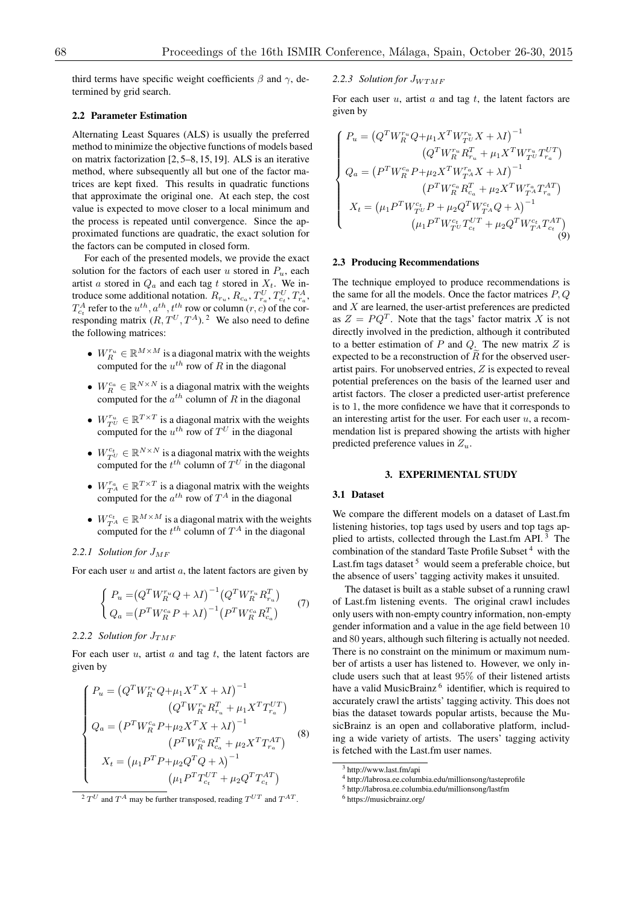third terms have specific weight coefficients $\beta$ and $\gamma$, determined by grid search.

### 2.2 Parameter Estimation

Alternating Least Squares (ALS) is usually the preferred method to minimize the objective functions of models based on matrix factorization [2, 5–8, 15, 19]. ALS is an iterative method, where subsequently all but one of the factor matrices are kept fixed. This results in quadratic functions that approximate the original one. At each step, the cost value is expected to move closer to a local minimum and the process is repeated until convergence. Since the approximated functions are quadratic, the exact solution for the factors can be computed in closed form.

For each of the presented models, we provide the exact solution for the factors of each user $u$ stored in $P_u$, each artist $a$ stored in $Q_a$ and each tag $t$ stored in $X_t$. We introduce some additional notation. $R_{r_u}$, $R_{c_a}$, $T^U_{r_a}$, $T^U_{c_t}$, $T^A_{r_a}$, $T^A_{c_t}$ refer to the $u^{th}$, $a^{th}$, $t^{th}$ row or column $(r, c)$ of the corresponding matrix $(R, T^U, T^A)$. [2] We also need to define the following matrices:

- $W_R^{r_u} \in \mathbb{R}^{M\times M}$ is a diagonal matrix with the weights computed for the $u^{th}$ row of $R$ in the diagonal
- $W_R^{c_a} \in \mathbb{R}^{N\times N}$ is a diagonal matrix with the weights computed for the $a^{th}$ column of $R$ in the diagonal
- $W_{T^U}^{r_u} \in \mathbb{R}^{T\times T}$ is a diagonal matrix with the weights computed for the $u^{th}$ row of $T^U$ in the diagonal
- $W_{T^U}^{c_t} \in \mathbb{R}^{N\times N}$ is a diagonal matrix with the weights computed for the $t^{th}$ column of $T^U$ in the diagonal
- $W_{T^A}^{r_a} \in \mathbb{R}^{T\times T}$ is a diagonal matrix with the weights computed for the $a^{th}$ row of $T^A$ in the diagonal
- $W_{T^A}^{c_t} \in \mathbb{R}^{M\times M}$ is a diagonal matrix with the weights computed for the $t^{th}$ column of $T^A$ in the diagonal

#### 2.2.1 Solution for $J_{MF}$

For each user $u$ and artist $a$, the latent factors are given by

$$\begin{cases} P_u = \left(Q^T W_R^{r_u} Q + \lambda I\right)^{-1}\left(Q^T W_R^{r_u} R_{r_u}^T\right) \\ Q_a = \left(P^T W_R^{c_a} P + \lambda I\right)^{-1}\left(P^T W_R^{c_a} R_{c_a}^T\right) \end{cases} \quad (7)$$

#### 2.2.2 Solution for $J_{TMF}$

For each user $u$, artist $a$ and tag $t$, the latent factors are given by

$$\begin{cases} P_u = \left(Q^T W_R^{r_u} Q + \mu_1 X^T X + \lambda I\right)^{-1} \\ \qquad\quad \left(Q^T W_R^{r_u} R_{r_u}^T + \mu_1 X^T T_{r_a}^{UT}\right) \\ Q_a = \left(P^T W_R^{c_a} P + \mu_2 X^T X + \lambda I\right)^{-1} \\ \qquad\quad \left(P^T W_R^{c_a} R_{c_a}^T + \mu_2 X^T T_{r_a}^{AT}\right) \\ X_t = \left(\mu_1 P^T P + \mu_2 Q^T Q + \lambda\right)^{-1} \\ \qquad\quad \left(\mu_1 P^T T_{c_t}^{UT} + \mu_2 Q^T T_{c_t}^{AT}\right) \end{cases} \quad (8)$$

#### 2.2.3 Solution for $J_{WTMF}$

For each user $u$, artist $a$ and tag $t$, the latent factors are given by

$$\begin{cases} P_u = \left(Q^T W_R^{r_u} Q + \mu_1 X^T W_{T^U}^{r_u} X + \lambda I\right)^{-1} \\ \qquad\quad \left(Q^T W_R^{r_u} R_{r_u}^T + \mu_1 X^T W_{T^U}^{r_u} T_{r_a}^{UT}\right) \\ Q_a = \left(P^T W_R^{c_a} P + \mu_2 X^T W_{T^A}^{r_a} X + \lambda I\right)^{-1} \\ \qquad\quad \left(P^T W_R^{c_a} R_{c_a}^T + \mu_2 X^T W_{T^A}^{r_a} T_{r_a}^{AT}\right) \\ X_t = \left(\mu_1 P^T W_{T^U}^{c_t} P + \mu_2 Q^T W_{T^A}^{c_t} Q + \lambda\right)^{-1} \\ \qquad\quad \left(\mu_1 P^T W_{T^U}^{c_t} T_{c_t}^{UT} + \mu_2 Q^T W_{T^A}^{c_t} T_{c_t}^{AT}\right) \end{cases} \quad (9)$$

### 2.3 Producing Recommendations

The technique employed to produce recommendations is the same for all the models. Once the factor matrices $P, Q$ and $X$ are learned, the user-artist preferences are predicted as $Z = PQ^T$. Note that the tags' factor matrix $X$ is not directly involved in the prediction, although it contributed to a better estimation of $P$ and $Q$. The new matrix $Z$ is expected to be a reconstruction of $\widetilde{R}$ for the observed user-artist pairs. For unobserved entries, $Z$ is expected to reveal potential preferences on the basis of the learned user and artist factors. The closer a predicted user-artist preference is to 1, the more confidence we have that it corresponds to an interesting artist for the user. For each user $u$, a recommendation list is prepared showing the artists with higher predicted preference values in $Z_u$.

## 3. EXPERIMENTAL STUDY

### 3.1 Dataset

We compare the different models on a dataset of Last.fm listening histories, top tags used by users and top tags applied to artists, collected through the Last.fm API. [3] The combination of the standard Taste Profile Subset [4] with the Last.fm tags dataset [5] would seem a preferable choice, but the absence of users' tagging activity makes it unsuited.

The dataset is built as a stable subset of a running crawl of Last.fm listening events. The original crawl includes only users with non-empty country information, non-empty gender information and a value in the age field between 10 and 80 years, although such filtering is actually not needed. There is no constraint on the minimum or maximum number of artists a user has listened to. However, we only include users such that at least 95% of their listened artists have a valid MusicBrainz [6] identifier, which is required to accurately crawl the artists' tagging activity. This does not bias the dataset towards popular artists, because the MusicBrainz is an open and collaborative platform, including a wide variety of artists. The users' tagging activity is fetched with the Last.fm user names.

[2] $T^U$ and $T^A$ may be further transposed, reading $T^{UT}$ and $T^{AT}$.

[3] http://www.last.fm/api

[4] http://labrosa.ee.columbia.edu/millionsong/tasteprofile

[5] http://labrosa.ee.columbia.edu/millionsong/lastfm

[6] https://musicbrainz.org/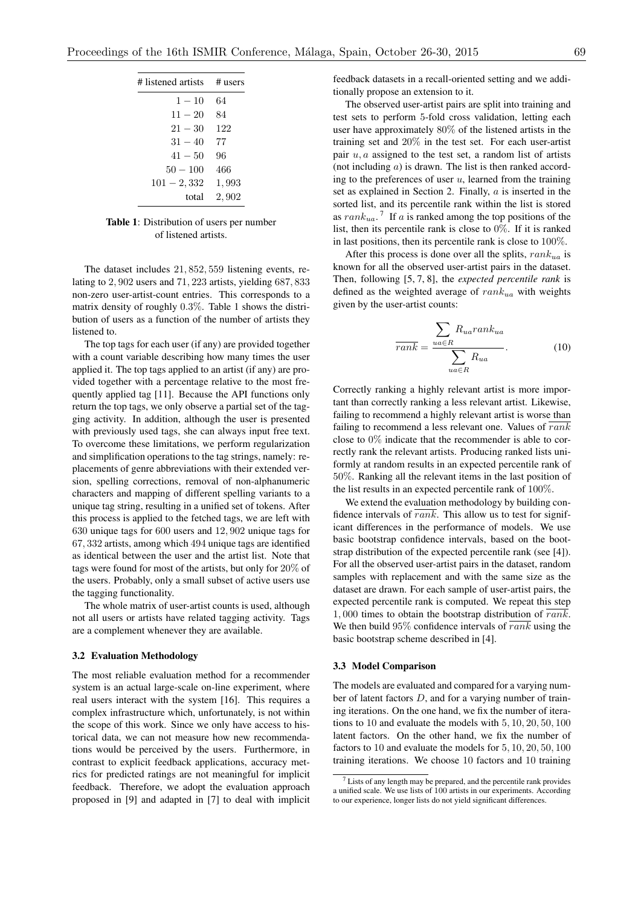| # listened artists | # users |
|---|---|
| $1-10$ | 64 |
| $11-20$ | 84 |
| $21-30$ | 122 |
| $31-40$ | 77 |
| $41-50$ | 96 |
| $50-100$ | 466 |
| $101-2,332$ | 1,993 |
| total | 2,902 |

**Table 1**: Distribution of users per number of listened artists.

The dataset includes 21,852,559 listening events, relating to 2,902 users and 71,223 artists, yielding 687,833 non-zero user-artist-count entries. This corresponds to a matrix density of roughly 0.3%. Table 1 shows the distribution of users as a function of the number of artists they listened to.

The top tags for each user (if any) are provided together with a count variable describing how many times the user applied it. The top tags applied to an artist (if any) are provided together with a percentage relative to the most frequently applied tag [11]. Because the API functions only return the top tags, we only observe a partial set of the tagging activity. In addition, although the user is presented with previously used tags, she can always input free text. To overcome these limitations, we perform regularization and simplification operations to the tag strings, namely: replacements of genre abbreviations with their extended version, spelling corrections, removal of non-alphanumeric characters and mapping of different spelling variants to a unique tag string, resulting in a unified set of tokens. After this process is applied to the fetched tags, we are left with 630 unique tags for 600 users and 12,902 unique tags for 67,332 artists, among which 494 unique tags are identified as identical between the user and the artist list. Note that tags were found for most of the artists, but only for 20% of the users. Probably, only a small subset of active users use the tagging functionality.

The whole matrix of user-artist counts is used, although not all users or artists have related tagging activity. Tags are a complement whenever they are available.

### 3.2 Evaluation Methodology

The most reliable evaluation method for a recommender system is an actual large-scale on-line experiment, where real users interact with the system [16]. This requires a complex infrastructure which, unfortunately, is not within the scope of this work. Since we only have access to historical data, we can not measure how new recommendations would be perceived by the users. Furthermore, in contrast to explicit feedback applications, accuracy metrics for predicted ratings are not meaningful for implicit feedback. Therefore, we adopt the evaluation approach proposed in [9] and adapted in [7] to deal with implicit feedback datasets in a recall-oriented setting and we additionally propose an extension to it.

The observed user-artist pairs are split into training and test sets to perform 5-fold cross validation, letting each user have approximately 80% of the listened artists in the training set and 20% in the test set. For each user-artist pair $u, a$ assigned to the test set, a random list of artists (not including $a$) is drawn. The list is then ranked according to the preferences of user $u$, learned from the training set as explained in Section 2. Finally, $a$ is inserted in the sorted list, and its percentile rank within the list is stored as $rank_{ua}$.[7] If $a$ is ranked among the top positions of the list, then its percentile rank is close to 0%. If it is ranked in last positions, then its percentile rank is close to 100%.

After this process is done over all the splits, $rank_{ua}$ is known for all the observed user-artist pairs in the dataset. Then, following [5, 7, 8], the *expected percentile rank* is defined as the weighted average of $rank_{ua}$ with weights given by the user-artist counts:

$$\overline{rank} = \frac{\sum_{ua \in R} R_{ua} rank_{ua}}{\sum_{ua \in R} R_{ua}}. \tag{10}$$

Correctly ranking a highly relevant artist is more important than correctly ranking a less relevant artist. Likewise, failing to recommend a highly relevant artist is worse than failing to recommend a less relevant one. Values of $\overline{rank}$ close to 0% indicate that the recommender is able to correctly rank the relevant artists. Producing ranked lists uniformly at random results in an expected percentile rank of 50%. Ranking all the relevant items in the last position of the list results in an expected percentile rank of 100%.

We extend the evaluation methodology by building confidence intervals of $\overline{rank}$. This allow us to test for significant differences in the performance of models. We use basic bootstrap confidence intervals, based on the bootstrap distribution of the expected percentile rank (see [4]). For all the observed user-artist pairs in the dataset, random samples with replacement and with the same size as the dataset are drawn. For each sample of user-artist pairs, the expected percentile rank is computed. We repeat this step 1,000 times to obtain the bootstrap distribution of $\overline{rank}$. We then build 95% confidence intervals of $\overline{rank}$ using the basic bootstrap scheme described in [4].

### 3.3 Model Comparison

The models are evaluated and compared for a varying number of latent factors $D$, and for a varying number of training iterations. On the one hand, we fix the number of iterations to 10 and evaluate the models with 5, 10, 20, 50, 100 latent factors. On the other hand, we fix the number of factors to 10 and evaluate the models for 5, 10, 20, 50, 100 training iterations. We choose 10 factors and 10 training

[7] Lists of any length may be prepared, and the percentile rank provides a unified scale. We use lists of 100 artists in our experiments. According to our experience, longer lists do not yield significant differences.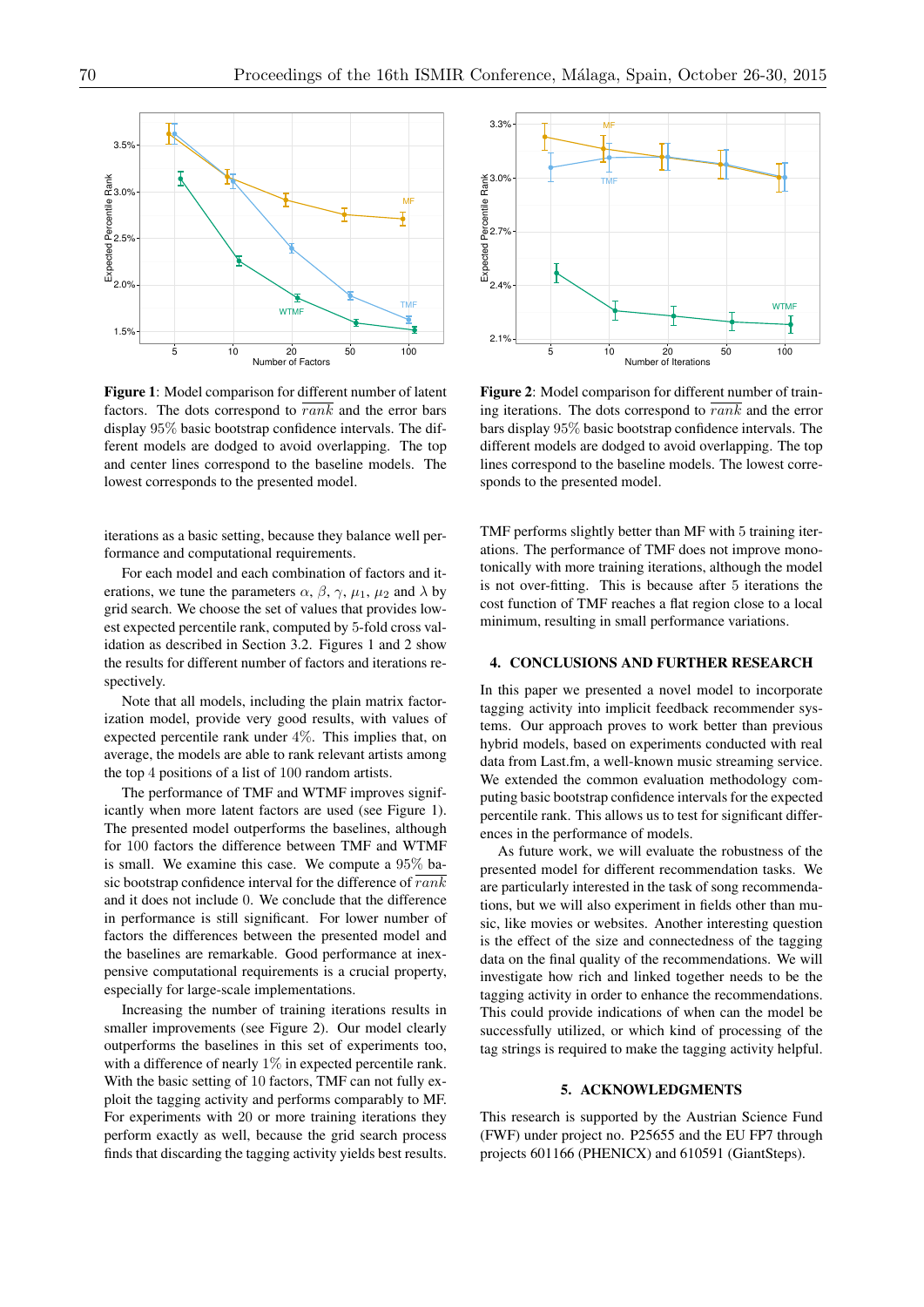**Figure 1**: Model comparison for different number of latent factors. The dots correspond to $\overline{rank}$ and the error bars display 95% basic bootstrap confidence intervals. The different models are dodged to avoid overlapping. The top and center lines correspond to the baseline models. The lowest corresponds to the presented model.

**Figure 2**: Model comparison for different number of training iterations. The dots correspond to $\overline{rank}$ and the error bars display 95% basic bootstrap confidence intervals. The different models are dodged to avoid overlapping. The top lines correspond to the baseline models. The lowest corresponds to the presented model.

iterations as a basic setting, because they balance well performance and computational requirements.

For each model and each combination of factors and iterations, we tune the parameters $\alpha$, $\beta$, $\gamma$, $\mu_1$, $\mu_2$ and $\lambda$ by grid search. We choose the set of values that provides lowest expected percentile rank, computed by 5-fold cross validation as described in Section 3.2. Figures 1 and 2 show the results for different number of factors and iterations respectively.

Note that all models, including the plain matrix factorization model, provide very good results, with values of expected percentile rank under 4%. This implies that, on average, the models are able to rank relevant artists among the top 4 positions of a list of 100 random artists.

The performance of TMF and WTMF improves significantly when more latent factors are used (see Figure 1). The presented model outperforms the baselines, although for 100 factors the difference between TMF and WTMF is small. We examine this case. We compute a 95% basic bootstrap confidence interval for the difference of $\overline{rank}$ and it does not include 0. We conclude that the difference in performance is still significant. For lower number of factors the differences between the presented model and the baselines are remarkable. Good performance at inexpensive computational requirements is a crucial property, especially for large-scale implementations.

Increasing the number of training iterations results in smaller improvements (see Figure 2). Our model clearly outperforms the baselines in this set of experiments too, with a difference of nearly 1% in expected percentile rank. With the basic setting of 10 factors, TMF can not fully exploit the tagging activity and performs comparably to MF. For experiments with 20 or more training iterations they perform exactly as well, because the grid search process finds that discarding the tagging activity yields best results. TMF performs slightly better than MF with 5 training iterations. The performance of TMF does not improve monotonically with more training iterations, although the model is not over-fitting. This is because after 5 iterations the cost function of TMF reaches a flat region close to a local minimum, resulting in small performance variations.

## 4. CONCLUSIONS AND FURTHER RESEARCH

In this paper we presented a novel model to incorporate tagging activity into implicit feedback recommender systems. Our approach proves to work better than previous hybrid models, based on experiments conducted with real data from Last.fm, a well-known music streaming service. We extended the common evaluation methodology computing basic bootstrap confidence intervals for the expected percentile rank. This allows us to test for significant differences in the performance of models.

As future work, we will evaluate the robustness of the presented model for different recommendation tasks. We are particularly interested in the task of song recommendations, but we will also experiment in fields other than music, like movies or websites. Another interesting question is the effect of the size and connectedness of the tagging data on the final quality of the recommendations. We will investigate how rich and linked together needs to be the tagging activity in order to enhance the recommendations. This could provide indications of when can the model be successfully utilized, or which kind of processing of the tag strings is required to make the tagging activity helpful.

## 5. ACKNOWLEDGMENTS

This research is supported by the Austrian Science Fund (FWF) under project no. P25655 and the EU FP7 through projects 601166 (PHENICX) and 610591 (GiantSteps).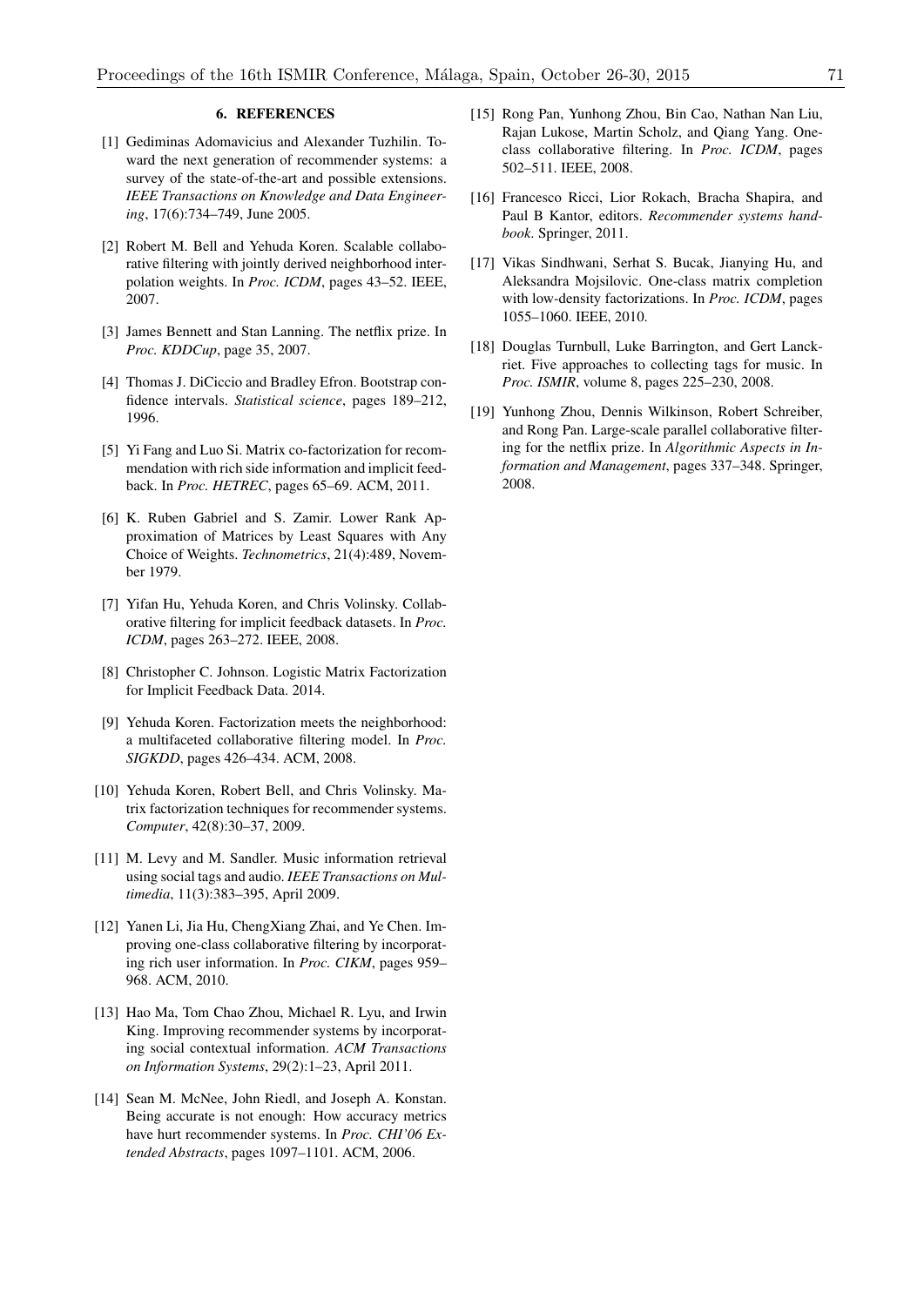## 6. REFERENCES

[1] Gediminas Adomavicius and Alexander Tuzhilin. Toward the next generation of recommender systems: a survey of the state-of-the-art and possible extensions. *IEEE Transactions on Knowledge and Data Engineering*, 17(6):734–749, June 2005.

[2] Robert M. Bell and Yehuda Koren. Scalable collaborative filtering with jointly derived neighborhood interpolation weights. In *Proc. ICDM*, pages 43–52. IEEE, 2007.

[3] James Bennett and Stan Lanning. The netflix prize. In *Proc. KDDCup*, page 35, 2007.

[4] Thomas J. DiCiccio and Bradley Efron. Bootstrap confidence intervals. *Statistical science*, pages 189–212, 1996.

[5] Yi Fang and Luo Si. Matrix co-factorization for recommendation with rich side information and implicit feedback. In *Proc. HETREC*, pages 65–69. ACM, 2011.

[6] K. Ruben Gabriel and S. Zamir. Lower Rank Approximation of Matrices by Least Squares with Any Choice of Weights. *Technometrics*, 21(4):489, November 1979.

[7] Yifan Hu, Yehuda Koren, and Chris Volinsky. Collaborative filtering for implicit feedback datasets. In *Proc. ICDM*, pages 263–272. IEEE, 2008.

[8] Christopher C. Johnson. Logistic Matrix Factorization for Implicit Feedback Data. 2014.

[9] Yehuda Koren. Factorization meets the neighborhood: a multifaceted collaborative filtering model. In *Proc. SIGKDD*, pages 426–434. ACM, 2008.

[10] Yehuda Koren, Robert Bell, and Chris Volinsky. Matrix factorization techniques for recommender systems. *Computer*, 42(8):30–37, 2009.

[11] M. Levy and M. Sandler. Music information retrieval using social tags and audio. *IEEE Transactions on Multimedia*, 11(3):383–395, April 2009.

[12] Yanen Li, Jia Hu, ChengXiang Zhai, and Ye Chen. Improving one-class collaborative filtering by incorporating rich user information. In *Proc. CIKM*, pages 959–968. ACM, 2010.

[13] Hao Ma, Tom Chao Zhou, Michael R. Lyu, and Irwin King. Improving recommender systems by incorporating social contextual information. *ACM Transactions on Information Systems*, 29(2):1–23, April 2011.

[14] Sean M. McNee, John Riedl, and Joseph A. Konstan. Being accurate is not enough: How accuracy metrics have hurt recommender systems. In *Proc. CHI'06 Extended Abstracts*, pages 1097–1101. ACM, 2006.

[15] Rong Pan, Yunhong Zhou, Bin Cao, Nathan Nan Liu, Rajan Lukose, Martin Scholz, and Qiang Yang. One-class collaborative filtering. In *Proc. ICDM*, pages 502–511. IEEE, 2008.

[16] Francesco Ricci, Lior Rokach, Bracha Shapira, and Paul B Kantor, editors. *Recommender systems handbook*. Springer, 2011.

[17] Vikas Sindhwani, Serhat S. Bucak, Jianying Hu, and Aleksandra Mojsilovic. One-class matrix completion with low-density factorizations. In *Proc. ICDM*, pages 1055–1060. IEEE, 2010.

[18] Douglas Turnbull, Luke Barrington, and Gert Lanckriet. Five approaches to collecting tags for music. In *Proc. ISMIR*, volume 8, pages 225–230, 2008.

[19] Yunhong Zhou, Dennis Wilkinson, Robert Schreiber, and Rong Pan. Large-scale parallel collaborative filtering for the netflix prize. In *Algorithmic Aspects in Information and Management*, pages 337–348. Springer, 2008.